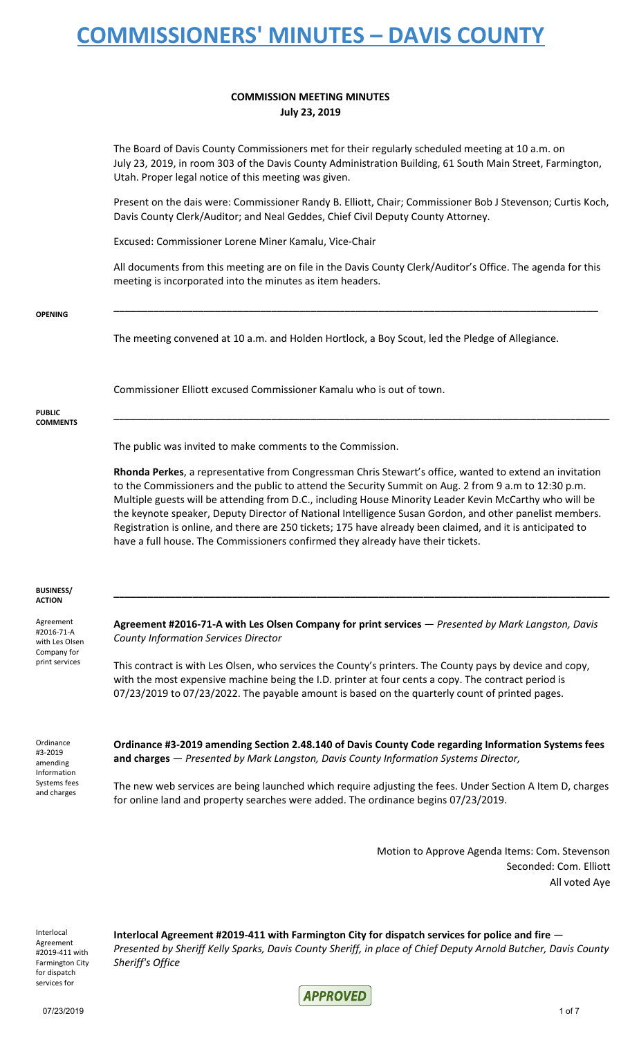# COMMISSIONERS' MINUTES – DAVIS COUNTY

**COMMISSION MEETING MINUTES**
**July 23, 2019**

The Board of Davis County Commissioners met for their regularly scheduled meeting at 10 a.m. on July 23, 2019, in room 303 of the Davis County Administration Building, 61 South Main Street, Farmington, Utah. Proper legal notice of this meeting was given.

Present on the dais were: Commissioner Randy B. Elliott, Chair; Commissioner Bob J Stevenson; Curtis Koch, Davis County Clerk/Auditor; and Neal Geddes, Chief Civil Deputy County Attorney.

Excused: Commissioner Lorene Miner Kamalu, Vice-Chair

All documents from this meeting are on file in the Davis County Clerk/Auditor's Office. The agenda for this meeting is incorporated into the minutes as item headers.

---

**OPENING**

The meeting convened at 10 a.m. and Holden Hortlock, a Boy Scout, led the Pledge of Allegiance.

Commissioner Elliott excused Commissioner Kamalu who is out of town.

---

**PUBLIC COMMENTS**

The public was invited to make comments to the Commission.

**Rhonda Perkes**, a representative from Congressman Chris Stewart's office, wanted to extend an invitation to the Commissioners and the public to attend the Security Summit on Aug. 2 from 9 a.m to 12:30 p.m. Multiple guests will be attending from D.C., including House Minority Leader Kevin McCarthy who will be the keynote speaker, Deputy Director of National Intelligence Susan Gordon, and other panelist members. Registration is online, and there are 250 tickets; 175 have already been claimed, and it is anticipated to have a full house. The Commissioners confirmed they already have their tickets.

---

**BUSINESS/ ACTION**

*Agreement #2016-71-A with Les Olsen Company for print services*

**Agreement #2016-71-A with Les Olsen Company for print services** — *Presented by Mark Langston, Davis County Information Services Director*

This contract is with Les Olsen, who services the County's printers. The County pays by device and copy, with the most expensive machine being the I.D. printer at four cents a copy. The contract period is 07/23/2019 to 07/23/2022. The payable amount is based on the quarterly count of printed pages.

*Ordinance #3-2019 amending Information Systems fees and charges*

**Ordinance #3-2019 amending Section 2.48.140 of Davis County Code regarding Information Systems fees and charges** — *Presented by Mark Langston, Davis County Information Systems Director,*

The new web services are being launched which require adjusting the fees. Under Section A Item D, charges for online land and property searches were added. The ordinance begins 07/23/2019.

Motion to Approve Agenda Items: Com. Stevenson
Seconded: Com. Elliott
All voted Aye

*Interlocal Agreement #2019-411 with Farmington City for dispatch services for*

**Interlocal Agreement #2019-411 with Farmington City for dispatch services for police and fire** — *Presented by Sheriff Kelly Sparks, Davis County Sheriff, in place of Chief Deputy Arnold Butcher, Davis County Sheriff's Office*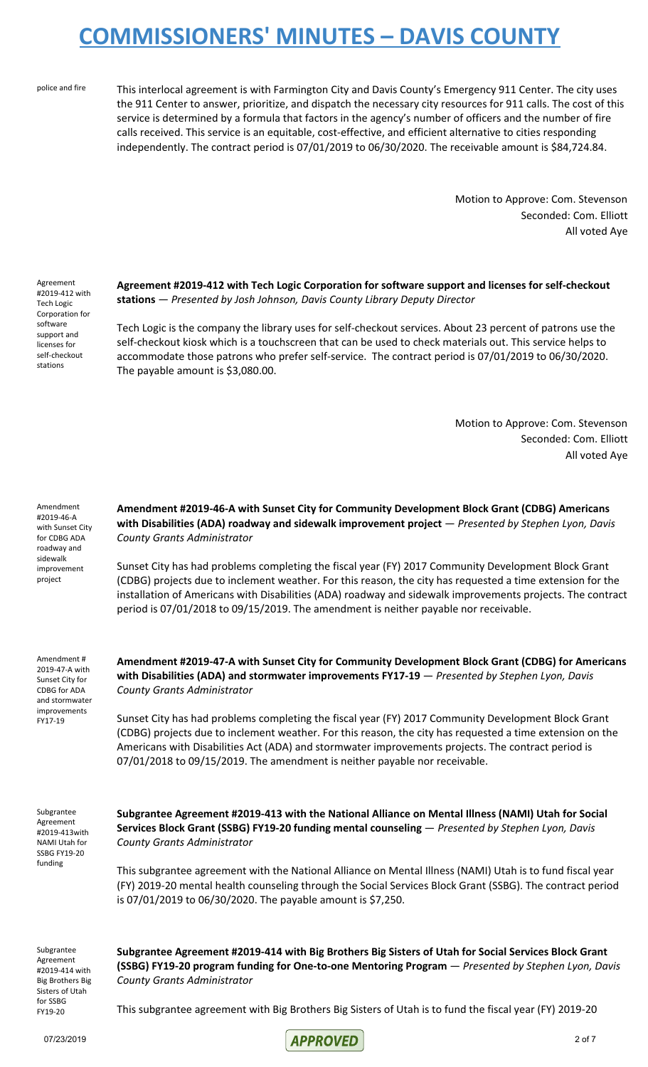police and fire

This interlocal agreement is with Farmington City and Davis County's Emergency 911 Center. The city uses the 911 Center to answer, prioritize, and dispatch the necessary city resources for 911 calls. The cost of this service is determined by a formula that factors in the agency's number of officers and the number of fire calls received. This service is an equitable, cost-effective, and efficient alternative to cities responding independently. The contract period is 07/01/2019 to 06/30/2020. The receivable amount is $84,724.84.

Motion to Approve: Com. Stevenson
Seconded: Com. Elliott
All voted Aye

Agreement #2019-412 with Tech Logic Corporation for software support and licenses for self-checkout stations

**Agreement #2019-412 with Tech Logic Corporation for software support and licenses for self-checkout stations** — *Presented by Josh Johnson, Davis County Library Deputy Director*

Tech Logic is the company the library uses for self-checkout services. About 23 percent of patrons use the self-checkout kiosk which is a touchscreen that can be used to check materials out. This service helps to accommodate those patrons who prefer self-service. The contract period is 07/01/2019 to 06/30/2020. The payable amount is $3,080.00.

Motion to Approve: Com. Stevenson
Seconded: Com. Elliott
All voted Aye

Amendment #2019-46-A with Sunset City for CDBG ADA roadway and sidewalk improvement project

**Amendment #2019-46-A with Sunset City for Community Development Block Grant (CDBG) Americans with Disabilities (ADA) roadway and sidewalk improvement project** — *Presented by Stephen Lyon, Davis County Grants Administrator*

Sunset City has had problems completing the fiscal year (FY) 2017 Community Development Block Grant (CDBG) projects due to inclement weather. For this reason, the city has requested a time extension for the installation of Americans with Disabilities (ADA) roadway and sidewalk improvements projects. The contract period is 07/01/2018 to 09/15/2019. The amendment is neither payable nor receivable.

Amendment # 2019-47-A with Sunset City for CDBG for ADA and stormwater improvements FY17-19

**Amendment #2019-47-A with Sunset City for Community Development Block Grant (CDBG) for Americans with Disabilities (ADA) and stormwater improvements FY17-19** — *Presented by Stephen Lyon, Davis County Grants Administrator*

Sunset City has had problems completing the fiscal year (FY) 2017 Community Development Block Grant (CDBG) projects due to inclement weather. For this reason, the city has requested a time extension on the Americans with Disabilities Act (ADA) and stormwater improvements projects. The contract period is 07/01/2018 to 09/15/2019. The amendment is neither payable nor receivable.

Subgrantee Agreement #2019-413with NAMI Utah for SSBG FY19-20 funding

**Subgrantee Agreement #2019-413 with the National Alliance on Mental Illness (NAMI) Utah for Social Services Block Grant (SSBG) FY19-20 funding mental counseling** — *Presented by Stephen Lyon, Davis County Grants Administrator*

This subgrantee agreement with the National Alliance on Mental Illness (NAMI) Utah is to fund fiscal year (FY) 2019-20 mental health counseling through the Social Services Block Grant (SSBG). The contract period is 07/01/2019 to 06/30/2020. The payable amount is $7,250.

Subgrantee Agreement #2019-414 with Big Brothers Big Sisters of Utah for SSBG FY19-20

**Subgrantee Agreement #2019-414 with Big Brothers Big Sisters of Utah for Social Services Block Grant (SSBG) FY19-20 program funding for One-to-one Mentoring Program** — *Presented by Stephen Lyon, Davis County Grants Administrator*

This subgrantee agreement with Big Brothers Big Sisters of Utah is to fund the fiscal year (FY) 2019-20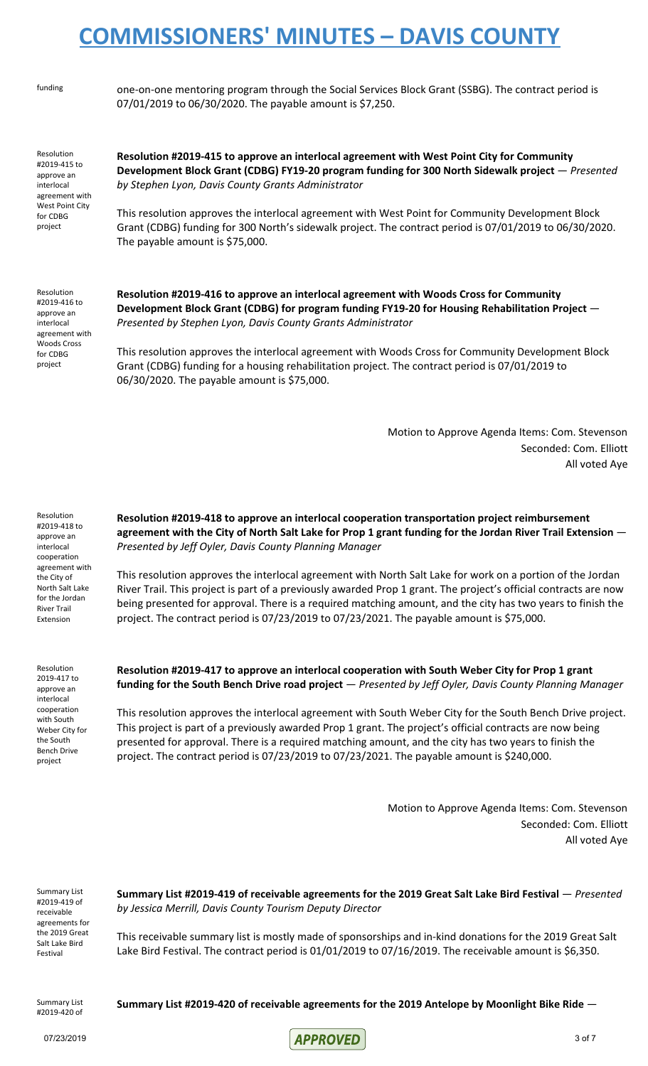funding

one-on-one mentoring program through the Social Services Block Grant (SSBG). The contract period is 07/01/2019 to 06/30/2020. The payable amount is $7,250.

Resolution #2019-415 to approve an interlocal agreement with West Point City for CDBG project

**Resolution #2019-415 to approve an interlocal agreement with West Point City for Community Development Block Grant (CDBG) FY19-20 program funding for 300 North Sidewalk project** — *Presented by Stephen Lyon, Davis County Grants Administrator*

This resolution approves the interlocal agreement with West Point for Community Development Block Grant (CDBG) funding for 300 North's sidewalk project. The contract period is 07/01/2019 to 06/30/2020. The payable amount is $75,000.

Resolution #2019-416 to approve an interlocal agreement with Woods Cross for CDBG project

**Resolution #2019-416 to approve an interlocal agreement with Woods Cross for Community Development Block Grant (CDBG) for program funding FY19-20 for Housing Rehabilitation Project** — *Presented by Stephen Lyon, Davis County Grants Administrator*

This resolution approves the interlocal agreement with Woods Cross for Community Development Block Grant (CDBG) funding for a housing rehabilitation project. The contract period is 07/01/2019 to 06/30/2020. The payable amount is $75,000.

Motion to Approve Agenda Items: Com. Stevenson
Seconded: Com. Elliott
All voted Aye

Resolution #2019-418 to approve an interlocal cooperation agreement with the City of North Salt Lake for the Jordan River Trail Extension

**Resolution #2019-418 to approve an interlocal cooperation transportation project reimbursement agreement with the City of North Salt Lake for Prop 1 grant funding for the Jordan River Trail Extension** — *Presented by Jeff Oyler, Davis County Planning Manager*

This resolution approves the interlocal agreement with North Salt Lake for work on a portion of the Jordan River Trail. This project is part of a previously awarded Prop 1 grant. The project's official contracts are now being presented for approval. There is a required matching amount, and the city has two years to finish the project. The contract period is 07/23/2019 to 07/23/2021. The payable amount is $75,000.

Resolution 2019-417 to approve an interlocal cooperation with South Weber City for the South Bench Drive project

**Resolution #2019-417 to approve an interlocal cooperation with South Weber City for Prop 1 grant funding for the South Bench Drive road project** — *Presented by Jeff Oyler, Davis County Planning Manager*

This resolution approves the interlocal agreement with South Weber City for the South Bench Drive project. This project is part of a previously awarded Prop 1 grant. The project's official contracts are now being presented for approval. There is a required matching amount, and the city has two years to finish the project. The contract period is 07/23/2019 to 07/23/2021. The payable amount is $240,000.

Motion to Approve Agenda Items: Com. Stevenson
Seconded: Com. Elliott
All voted Aye

Summary List #2019-419 of receivable agreements for the 2019 Great Salt Lake Bird Festival

**Summary List #2019-419 of receivable agreements for the 2019 Great Salt Lake Bird Festival** — *Presented by Jessica Merrill, Davis County Tourism Deputy Director*

This receivable summary list is mostly made of sponsorships and in-kind donations for the 2019 Great Salt Lake Bird Festival. The contract period is 01/01/2019 to 07/16/2019. The receivable amount is $6,350.

Summary List #2019-420 of

**Summary List #2019-420 of receivable agreements for the 2019 Antelope by Moonlight Bike Ride** —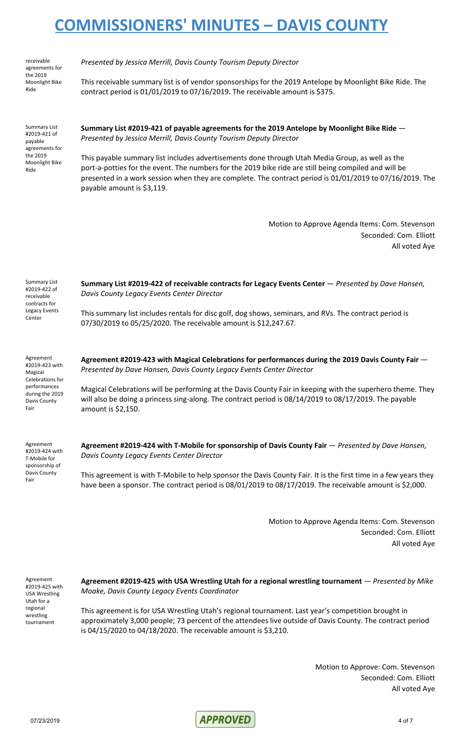receivable agreements for the 2019 Moonlight Bike Ride

*Presented by Jessica Merrill, Davis County Tourism Deputy Director*

This receivable summary list is of vendor sponsorships for the 2019 Antelope by Moonlight Bike Ride. The contract period is 01/01/2019 to 07/16/2019. The receivable amount is $375.

Summary List #2019-421 of payable agreements for the 2019 Moonlight Bike Ride

**Summary List #2019-421 of payable agreements for the 2019 Antelope by Moonlight Bike Ride** — *Presented by Jessica Merrill, Davis County Tourism Deputy Director*

This payable summary list includes advertisements done through Utah Media Group, as well as the port-a-potties for the event. The numbers for the 2019 bike ride are still being compiled and will be presented in a work session when they are complete. The contract period is 01/01/2019 to 07/16/2019. The payable amount is $3,119.

Motion to Approve Agenda Items: Com. Stevenson
Seconded: Com. Elliott
All voted Aye

Summary List #2019-422 of receivable contracts for Legacy Events Center

**Summary List #2019-422 of receivable contracts for Legacy Events Center** — *Presented by Dave Hansen, Davis County Legacy Events Center Director*

This summary list includes rentals for disc golf, dog shows, seminars, and RVs. The contract period is 07/30/2019 to 05/25/2020. The receivable amount is $12,247.67.

Agreement #2019-423 with Magical Celebrations for performances during the 2019 Davis County Fair

**Agreement #2019-423 with Magical Celebrations for performances during the 2019 Davis County Fair** — *Presented by Dave Hansen, Davis County Legacy Events Center Director*

Magical Celebrations will be performing at the Davis County Fair in keeping with the superhero theme. They will also be doing a princess sing-along. The contract period is 08/14/2019 to 08/17/2019. The payable amount is $2,150.

Agreement #2019-424 with T-Mobile for sponsorship of Davis County Fair

**Agreement #2019-424 with T-Mobile for sponsorship of Davis County Fair** — *Presented by Dave Hansen, Davis County Legacy Events Center Director*

This agreement is with T-Mobile to help sponsor the Davis County Fair. It is the first time in a few years they have been a sponsor. The contract period is 08/01/2019 to 08/17/2019. The receivable amount is $2,000.

Motion to Approve Agenda Items: Com. Stevenson
Seconded: Com. Elliott
All voted Aye

Agreement #2019-425 with USA Wrestling Utah for a regional wrestling tournament

**Agreement #2019-425 with USA Wrestling Utah for a regional wrestling tournament** — *Presented by Mike Moake, Davis County Legacy Events Coordinator*

This agreement is for USA Wrestling Utah's regional tournament. Last year's competition brought in approximately 3,000 people; 73 percent of the attendees live outside of Davis County. The contract period is 04/15/2020 to 04/18/2020. The receivable amount is $3,210.

Motion to Approve: Com. Stevenson
Seconded: Com. Elliott
All voted Aye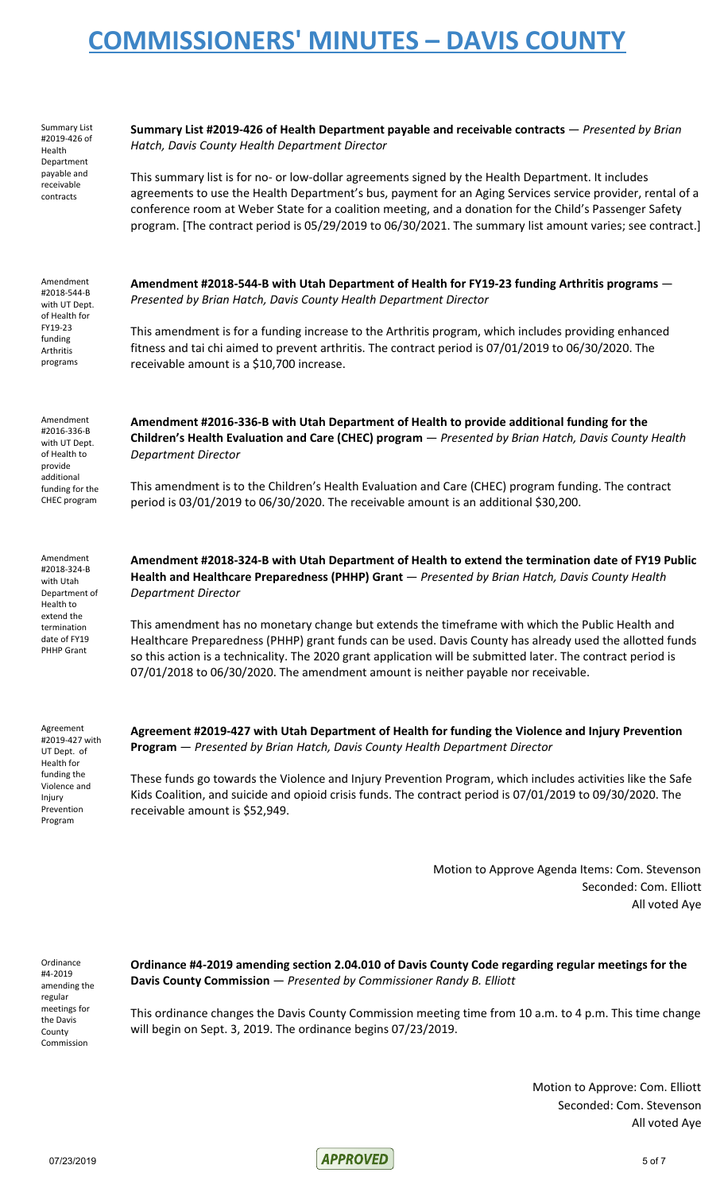Summary List #2019-426 of Health Department payable and receivable contracts

**Summary List #2019-426 of Health Department payable and receivable contracts** — *Presented by Brian Hatch, Davis County Health Department Director*

This summary list is for no- or low-dollar agreements signed by the Health Department. It includes agreements to use the Health Department's bus, payment for an Aging Services service provider, rental of a conference room at Weber State for a coalition meeting, and a donation for the Child's Passenger Safety program. [The contract period is 05/29/2019 to 06/30/2021. The summary list amount varies; see contract.]

Amendment #2018-544-B with UT Dept. of Health for FY19-23 funding Arthritis programs

**Amendment #2018-544-B with Utah Department of Health for FY19-23 funding Arthritis programs** — *Presented by Brian Hatch, Davis County Health Department Director*

This amendment is for a funding increase to the Arthritis program, which includes providing enhanced fitness and tai chi aimed to prevent arthritis. The contract period is 07/01/2019 to 06/30/2020. The receivable amount is a $10,700 increase.

Amendment #2016-336-B with UT Dept. of Health to provide additional funding for the CHEC program

**Amendment #2016-336-B with Utah Department of Health to provide additional funding for the Children's Health Evaluation and Care (CHEC) program** — *Presented by Brian Hatch, Davis County Health Department Director*

This amendment is to the Children's Health Evaluation and Care (CHEC) program funding. The contract period is 03/01/2019 to 06/30/2020. The receivable amount is an additional $30,200.

Amendment #2018-324-B with Utah Department of Health to extend the termination date of FY19 PHHP Grant

**Amendment #2018-324-B with Utah Department of Health to extend the termination date of FY19 Public Health and Healthcare Preparedness (PHHP) Grant** — *Presented by Brian Hatch, Davis County Health Department Director*

This amendment has no monetary change but extends the timeframe with which the Public Health and Healthcare Preparedness (PHHP) grant funds can be used. Davis County has already used the allotted funds so this action is a technicality. The 2020 grant application will be submitted later. The contract period is 07/01/2018 to 06/30/2020. The amendment amount is neither payable nor receivable.

Agreement #2019-427 with UT Dept. of Health for funding the Violence and Injury Prevention Program

**Agreement #2019-427 with Utah Department of Health for funding the Violence and Injury Prevention Program** — *Presented by Brian Hatch, Davis County Health Department Director*

These funds go towards the Violence and Injury Prevention Program, which includes activities like the Safe Kids Coalition, and suicide and opioid crisis funds. The contract period is 07/01/2019 to 09/30/2020. The receivable amount is $52,949.

Motion to Approve Agenda Items: Com. Stevenson
Seconded: Com. Elliott
All voted Aye

Ordinance #4-2019 amending the regular meetings for the Davis County Commission

**Ordinance #4-2019 amending section 2.04.010 of Davis County Code regarding regular meetings for the Davis County Commission** — *Presented by Commissioner Randy B. Elliott*

This ordinance changes the Davis County Commission meeting time from 10 a.m. to 4 p.m. This time change will begin on Sept. 3, 2019. The ordinance begins 07/23/2019.

Motion to Approve: Com. Elliott
Seconded: Com. Stevenson
All voted Aye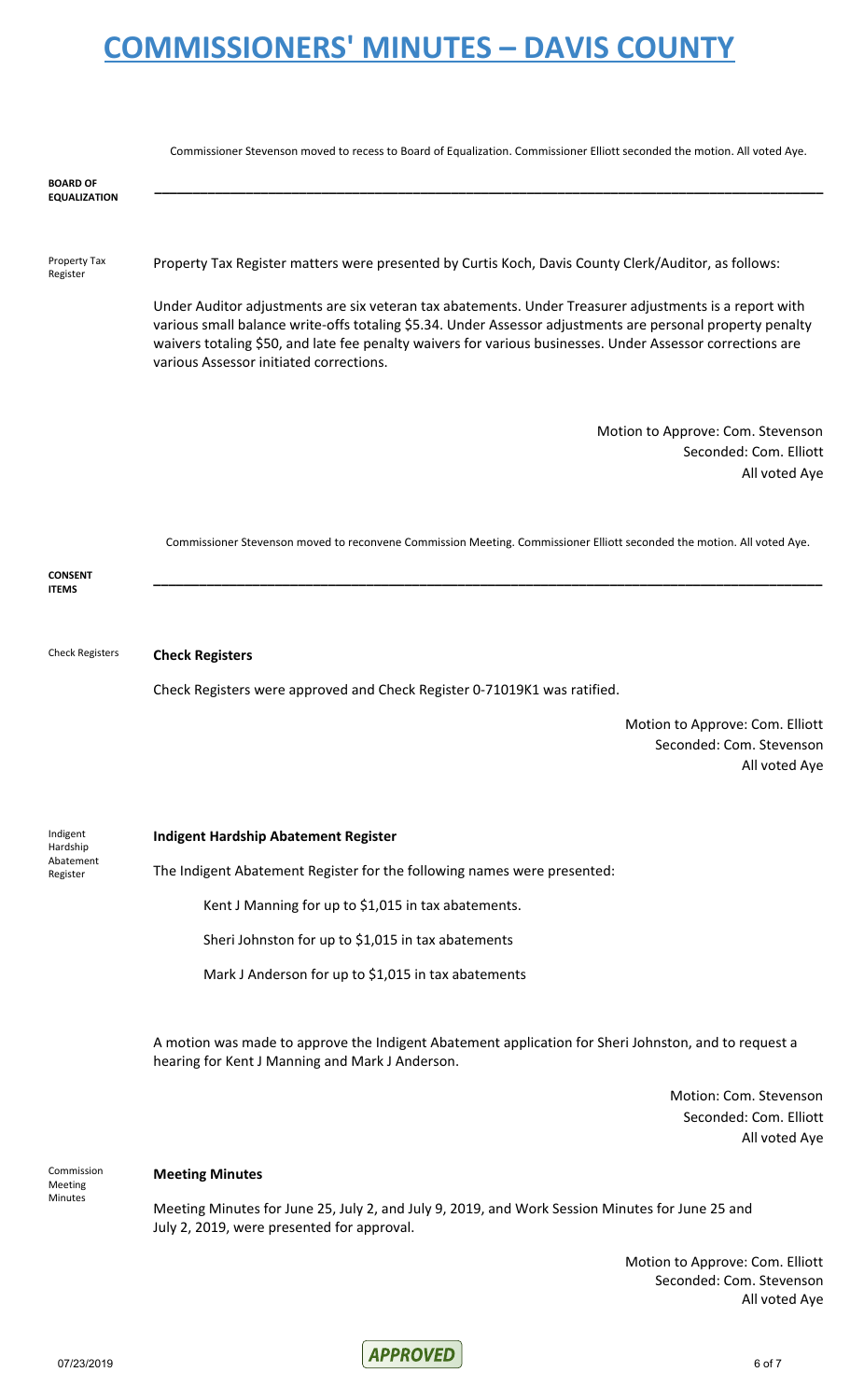Commissioner Stevenson moved to recess to Board of Equalization. Commissioner Elliott seconded the motion. All voted Aye.

**BOARD OF EQUALIZATION**

---

Property Tax Register

Property Tax Register matters were presented by Curtis Koch, Davis County Clerk/Auditor, as follows:

Under Auditor adjustments are six veteran tax abatements. Under Treasurer adjustments is a report with various small balance write-offs totaling $5.34. Under Assessor adjustments are personal property penalty waivers totaling $50, and late fee penalty waivers for various businesses. Under Assessor corrections are various Assessor initiated corrections.

Motion to Approve: Com. Stevenson
Seconded: Com. Elliott
All voted Aye

Commissioner Stevenson moved to reconvene Commission Meeting. Commissioner Elliott seconded the motion. All voted Aye.

**CONSENT ITEMS**

---

Check Registers

**Check Registers**

Check Registers were approved and Check Register 0-71019K1 was ratified.

Motion to Approve: Com. Elliott
Seconded: Com. Stevenson
All voted Aye

Indigent Hardship Abatement Register

**Indigent Hardship Abatement Register**

The Indigent Abatement Register for the following names were presented:

Kent J Manning for up to $1,015 in tax abatements.

Sheri Johnston for up to $1,015 in tax abatements

Mark J Anderson for up to $1,015 in tax abatements

A motion was made to approve the Indigent Abatement application for Sheri Johnston, and to request a hearing for Kent J Manning and Mark J Anderson.

Motion: Com. Stevenson
Seconded: Com. Elliott
All voted Aye

Commission Meeting Minutes

**Meeting Minutes**

Meeting Minutes for June 25, July 2, and July 9, 2019, and Work Session Minutes for June 25 and July 2, 2019, were presented for approval.

Motion to Approve: Com. Elliott
Seconded: Com. Stevenson
All voted Aye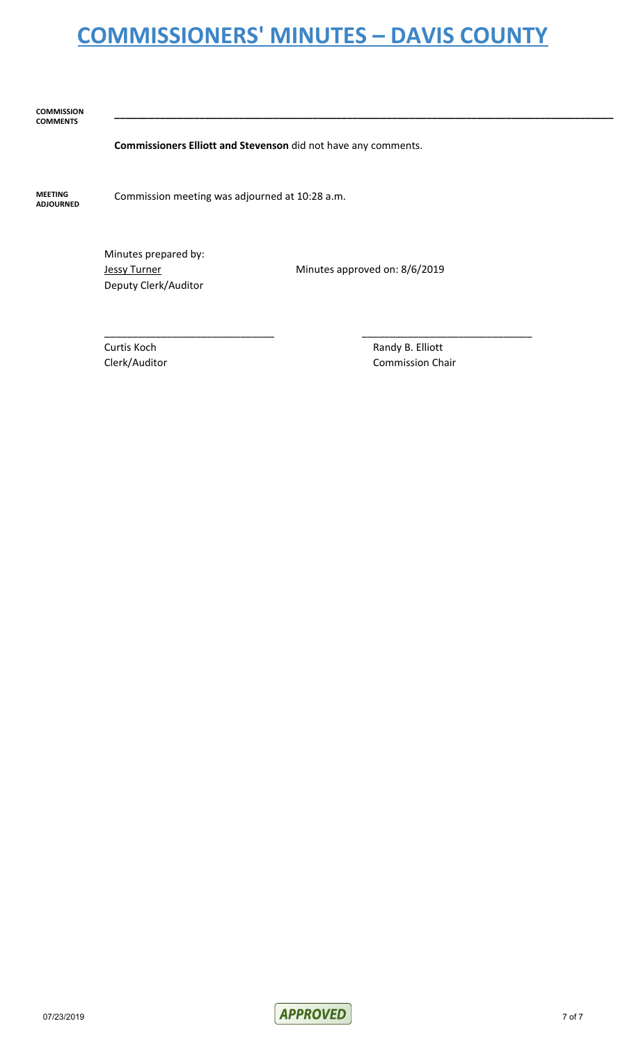**COMMISSION COMMENTS**

**Commissioners Elliott and Stevenson** did not have any comments.

**MEETING ADJOURNED**

Commission meeting was adjourned at 10:28 a.m.

Minutes prepared by:
Jessy Turner
Deputy Clerk/Auditor

Minutes approved on: 8/6/2019

| | |
|---|---|
| _____________________________ | _____________________________ |
| Curtis Koch | Randy B. Elliott |
| Clerk/Auditor | Commission Chair |